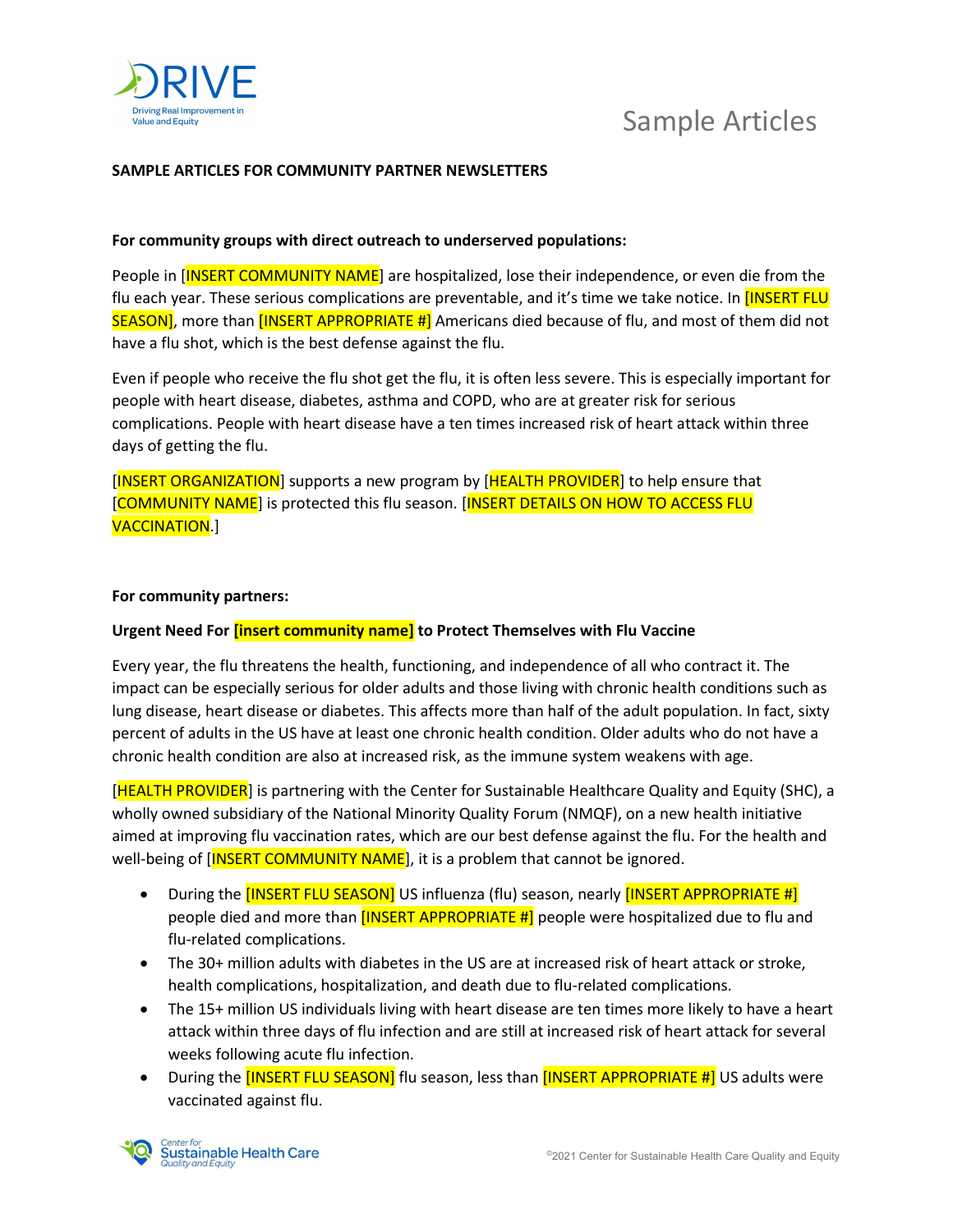# Sample Articles

**SAMPLE ARTICLES FOR COMMUNITY PARTNER NEWSLETTERS**

**For community groups with direct outreach to underserved populations:**

People in [INSERT COMMUNITY NAME] are hospitalized, lose their independence, or even die from the flu each year. These serious complications are preventable, and it's time we take notice. In [INSERT FLU SEASON], more than [INSERT APPROPRIATE #] Americans died because of flu, and most of them did not have a flu shot, which is the best defense against the flu.

Even if people who receive the flu shot get the flu, it is often less severe. This is especially important for people with heart disease, diabetes, asthma and COPD, who are at greater risk for serious complications. People with heart disease have a ten times increased risk of heart attack within three days of getting the flu.

[INSERT ORGANIZATION] supports a new program by [HEALTH PROVIDER] to help ensure that [COMMUNITY NAME] is protected this flu season. [INSERT DETAILS ON HOW TO ACCESS FLU VACCINATION.]

**For community partners:**

**Urgent Need For [insert community name] to Protect Themselves with Flu Vaccine**

Every year, the flu threatens the health, functioning, and independence of all who contract it. The impact can be especially serious for older adults and those living with chronic health conditions such as lung disease, heart disease or diabetes. This affects more than half of the adult population. In fact, sixty percent of adults in the US have at least one chronic health condition. Older adults who do not have a chronic health condition are also at increased risk, as the immune system weakens with age.

[HEALTH PROVIDER] is partnering with the Center for Sustainable Healthcare Quality and Equity (SHC), a wholly owned subsidiary of the National Minority Quality Forum (NMQF), on a new health initiative aimed at improving flu vaccination rates, which are our best defense against the flu. For the health and well-being of [INSERT COMMUNITY NAME], it is a problem that cannot be ignored.

- During the [INSERT FLU SEASON] US influenza (flu) season, nearly [INSERT APPROPRIATE #] people died and more than [INSERT APPROPRIATE #] people were hospitalized due to flu and flu-related complications.
- The 30+ million adults with diabetes in the US are at increased risk of heart attack or stroke, health complications, hospitalization, and death due to flu-related complications.
- The 15+ million US individuals living with heart disease are ten times more likely to have a heart attack within three days of flu infection and are still at increased risk of heart attack for several weeks following acute flu infection.
- During the [INSERT FLU SEASON] flu season, less than [INSERT APPROPRIATE #] US adults were vaccinated against flu.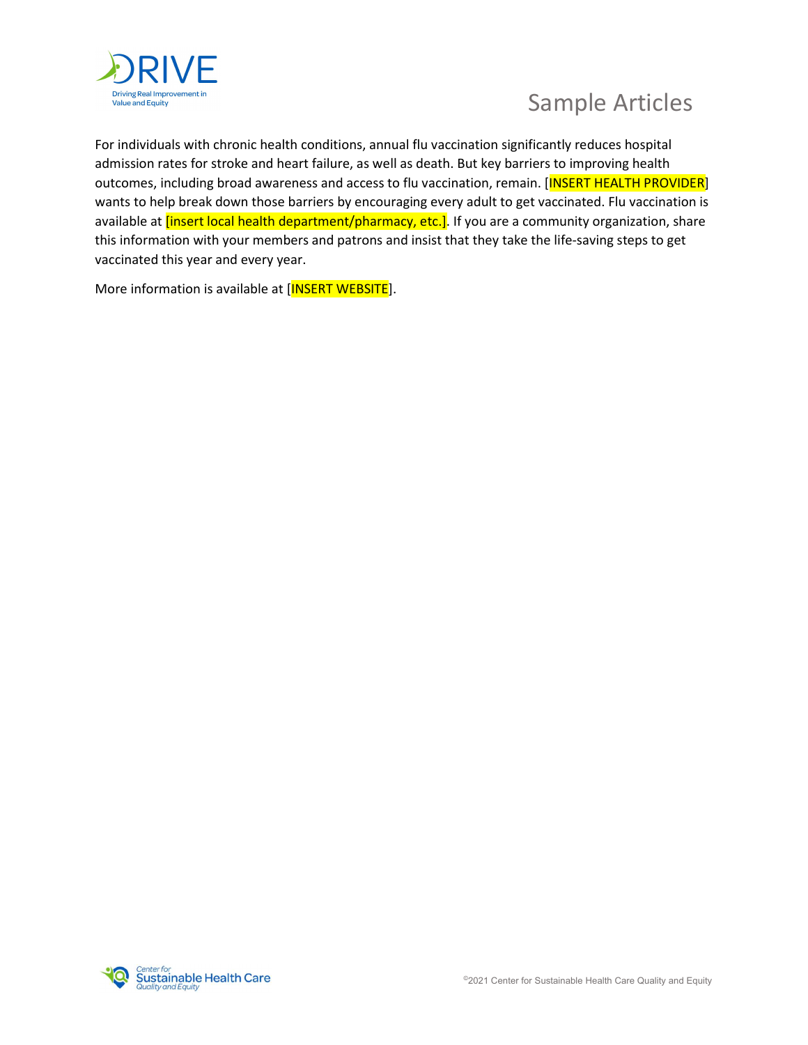For individuals with chronic health conditions, annual flu vaccination significantly reduces hospital admission rates for stroke and heart failure, as well as death. But key barriers to improving health outcomes, including broad awareness and access to flu vaccination, remain. [INSERT HEALTH PROVIDER] wants to help break down those barriers by encouraging every adult to get vaccinated. Flu vaccination is available at [insert local health department/pharmacy, etc.]. If you are a community organization, share this information with your members and patrons and insist that they take the life-saving steps to get vaccinated this year and every year.

More information is available at [INSERT WEBSITE].